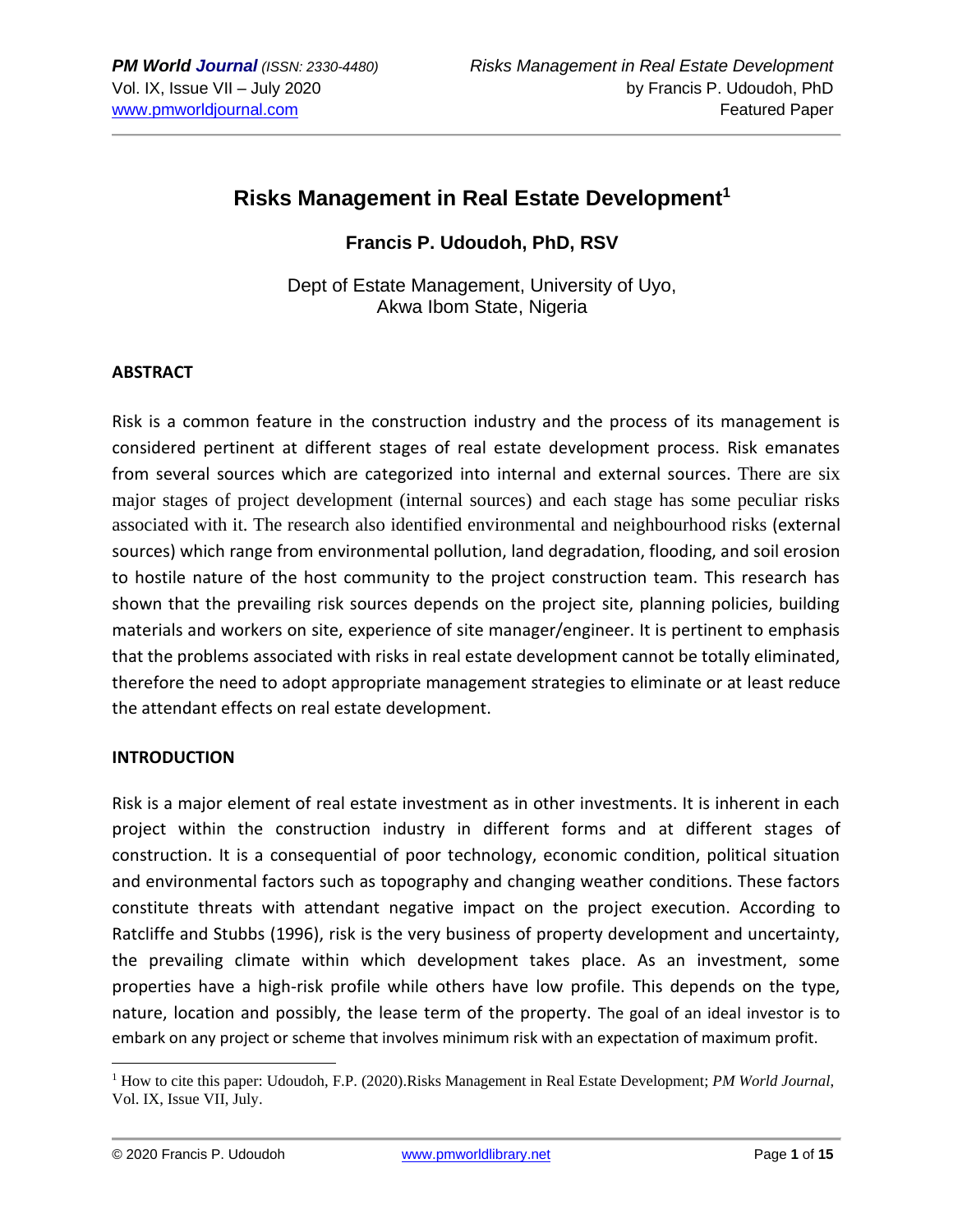# Risks Management in Real Estate Development[1]

**Francis P. Udoudoh, PhD, RSV**

Dept of Estate Management, University of Uyo,
Akwa Ibom State, Nigeria

## ABSTRACT

Risk is a common feature in the construction industry and the process of its management is considered pertinent at different stages of real estate development process. Risk emanates from several sources which are categorized into internal and external sources. There are six major stages of project development (internal sources) and each stage has some peculiar risks associated with it. The research also identified environmental and neighbourhood risks (external sources) which range from environmental pollution, land degradation, flooding, and soil erosion to hostile nature of the host community to the project construction team. This research has shown that the prevailing risk sources depends on the project site, planning policies, building materials and workers on site, experience of site manager/engineer. It is pertinent to emphasis that the problems associated with risks in real estate development cannot be totally eliminated, therefore the need to adopt appropriate management strategies to eliminate or at least reduce the attendant effects on real estate development.

## INTRODUCTION

Risk is a major element of real estate investment as in other investments. It is inherent in each project within the construction industry in different forms and at different stages of construction. It is a consequential of poor technology, economic condition, political situation and environmental factors such as topography and changing weather conditions. These factors constitute threats with attendant negative impact on the project execution. According to Ratcliffe and Stubbs (1996), risk is the very business of property development and uncertainty, the prevailing climate within which development takes place. As an investment, some properties have a high-risk profile while others have low profile. This depends on the type, nature, location and possibly, the lease term of the property. The goal of an ideal investor is to embark on any project or scheme that involves minimum risk with an expectation of maximum profit.

[1] How to cite this paper: Udoudoh, F.P. (2020).Risks Management in Real Estate Development; *PM World Journal*, Vol. IX, Issue VII, July.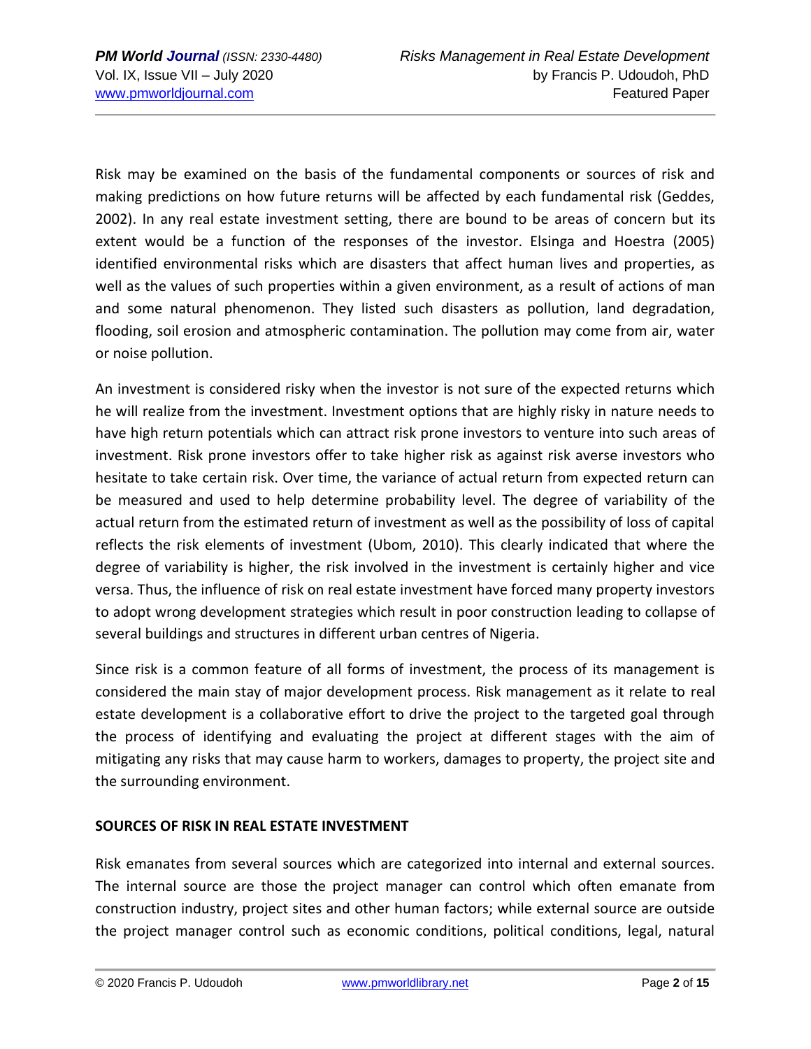Risk may be examined on the basis of the fundamental components or sources of risk and making predictions on how future returns will be affected by each fundamental risk (Geddes, 2002). In any real estate investment setting, there are bound to be areas of concern but its extent would be a function of the responses of the investor. Elsinga and Hoestra (2005) identified environmental risks which are disasters that affect human lives and properties, as well as the values of such properties within a given environment, as a result of actions of man and some natural phenomenon. They listed such disasters as pollution, land degradation, flooding, soil erosion and atmospheric contamination. The pollution may come from air, water or noise pollution.

An investment is considered risky when the investor is not sure of the expected returns which he will realize from the investment. Investment options that are highly risky in nature needs to have high return potentials which can attract risk prone investors to venture into such areas of investment. Risk prone investors offer to take higher risk as against risk averse investors who hesitate to take certain risk. Over time, the variance of actual return from expected return can be measured and used to help determine probability level. The degree of variability of the actual return from the estimated return of investment as well as the possibility of loss of capital reflects the risk elements of investment (Ubom, 2010). This clearly indicated that where the degree of variability is higher, the risk involved in the investment is certainly higher and vice versa. Thus, the influence of risk on real estate investment have forced many property investors to adopt wrong development strategies which result in poor construction leading to collapse of several buildings and structures in different urban centres of Nigeria.

Since risk is a common feature of all forms of investment, the process of its management is considered the main stay of major development process. Risk management as it relate to real estate development is a collaborative effort to drive the project to the targeted goal through the process of identifying and evaluating the project at different stages with the aim of mitigating any risks that may cause harm to workers, damages to property, the project site and the surrounding environment.

**SOURCES OF RISK IN REAL ESTATE INVESTMENT**

Risk emanates from several sources which are categorized into internal and external sources. The internal source are those the project manager can control which often emanate from construction industry, project sites and other human factors; while external source are outside the project manager control such as economic conditions, political conditions, legal, natural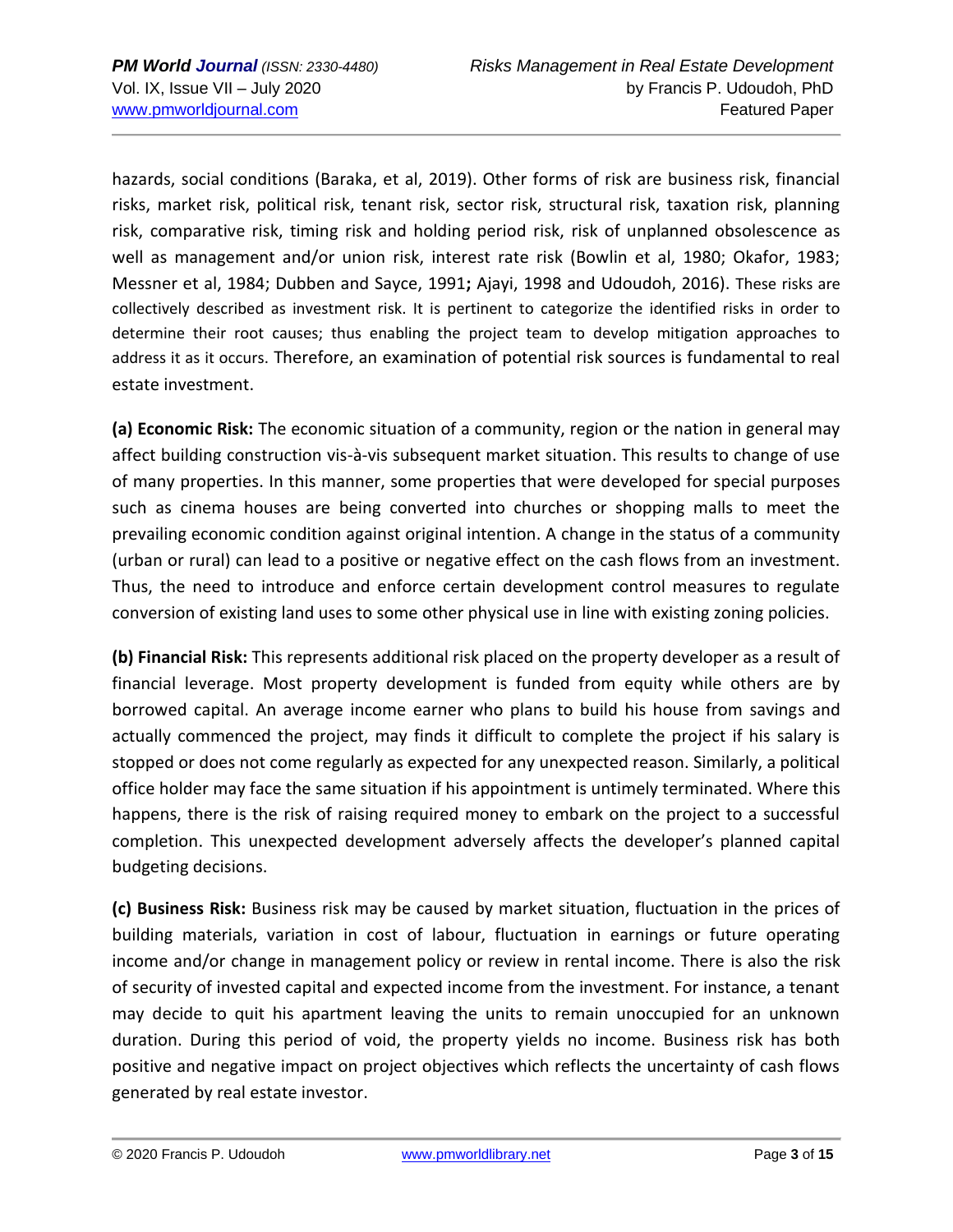hazards, social conditions (Baraka, et al, 2019). Other forms of risk are business risk, financial risks, market risk, political risk, tenant risk, sector risk, structural risk, taxation risk, planning risk, comparative risk, timing risk and holding period risk, risk of unplanned obsolescence as well as management and/or union risk, interest rate risk (Bowlin et al, 1980; Okafor, 1983; Messner et al, 1984; Dubben and Sayce, 1991**;** Ajayi, 1998 and Udoudoh, 2016). These risks are collectively described as investment risk. It is pertinent to categorize the identified risks in order to determine their root causes; thus enabling the project team to develop mitigation approaches to address it as it occurs. Therefore, an examination of potential risk sources is fundamental to real estate investment.

**(a) Economic Risk:** The economic situation of a community, region or the nation in general may affect building construction vis-à-vis subsequent market situation. This results to change of use of many properties. In this manner, some properties that were developed for special purposes such as cinema houses are being converted into churches or shopping malls to meet the prevailing economic condition against original intention. A change in the status of a community (urban or rural) can lead to a positive or negative effect on the cash flows from an investment. Thus, the need to introduce and enforce certain development control measures to regulate conversion of existing land uses to some other physical use in line with existing zoning policies.

**(b) Financial Risk:** This represents additional risk placed on the property developer as a result of financial leverage. Most property development is funded from equity while others are by borrowed capital. An average income earner who plans to build his house from savings and actually commenced the project, may finds it difficult to complete the project if his salary is stopped or does not come regularly as expected for any unexpected reason. Similarly, a political office holder may face the same situation if his appointment is untimely terminated. Where this happens, there is the risk of raising required money to embark on the project to a successful completion. This unexpected development adversely affects the developer's planned capital budgeting decisions.

**(c) Business Risk:** Business risk may be caused by market situation, fluctuation in the prices of building materials, variation in cost of labour, fluctuation in earnings or future operating income and/or change in management policy or review in rental income. There is also the risk of security of invested capital and expected income from the investment. For instance, a tenant may decide to quit his apartment leaving the units to remain unoccupied for an unknown duration. During this period of void, the property yields no income. Business risk has both positive and negative impact on project objectives which reflects the uncertainty of cash flows generated by real estate investor.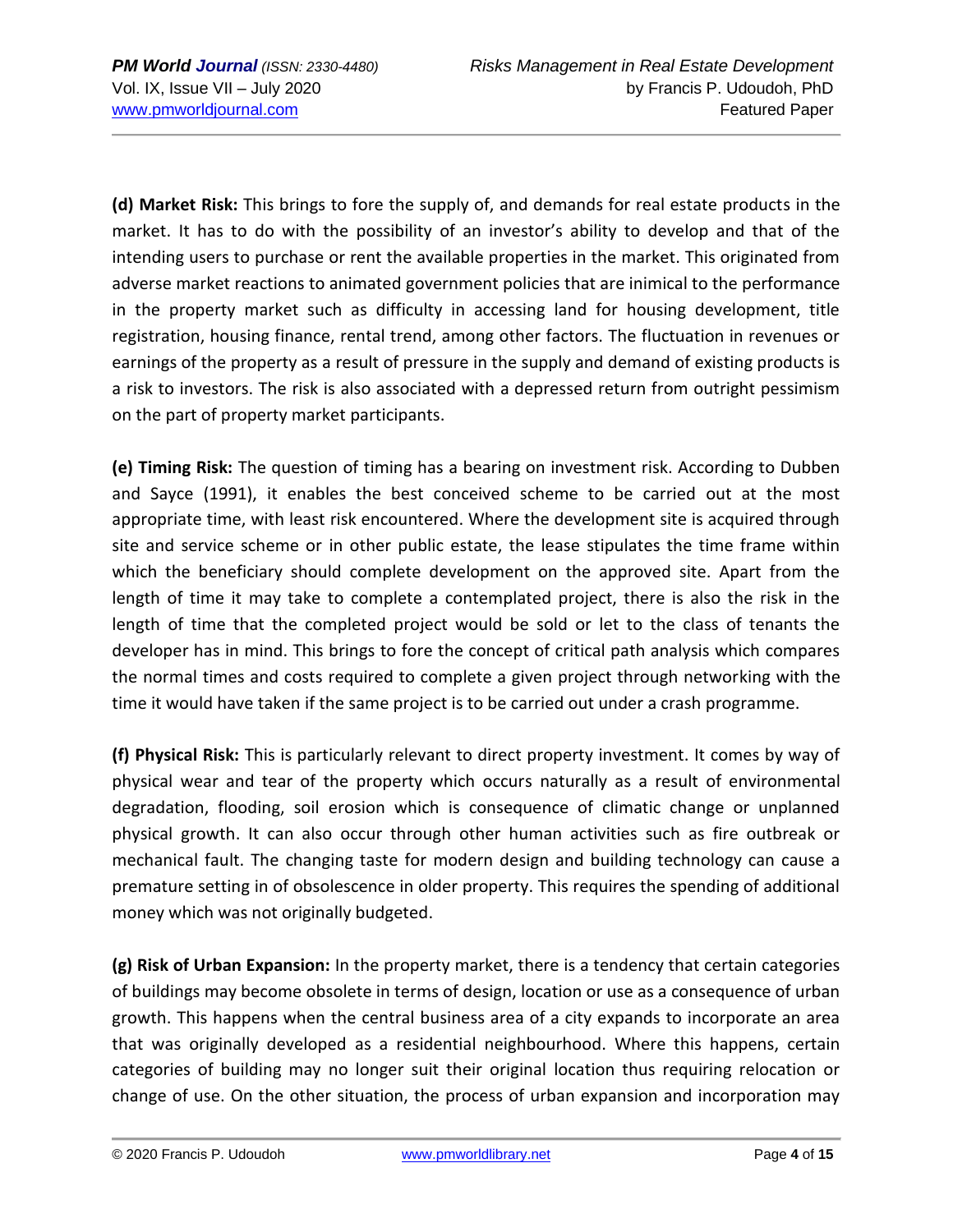**(d) Market Risk:** This brings to fore the supply of, and demands for real estate products in the market. It has to do with the possibility of an investor's ability to develop and that of the intending users to purchase or rent the available properties in the market. This originated from adverse market reactions to animated government policies that are inimical to the performance in the property market such as difficulty in accessing land for housing development, title registration, housing finance, rental trend, among other factors. The fluctuation in revenues or earnings of the property as a result of pressure in the supply and demand of existing products is a risk to investors. The risk is also associated with a depressed return from outright pessimism on the part of property market participants.

**(e) Timing Risk:** The question of timing has a bearing on investment risk. According to Dubben and Sayce (1991), it enables the best conceived scheme to be carried out at the most appropriate time, with least risk encountered. Where the development site is acquired through site and service scheme or in other public estate, the lease stipulates the time frame within which the beneficiary should complete development on the approved site. Apart from the length of time it may take to complete a contemplated project, there is also the risk in the length of time that the completed project would be sold or let to the class of tenants the developer has in mind. This brings to fore the concept of critical path analysis which compares the normal times and costs required to complete a given project through networking with the time it would have taken if the same project is to be carried out under a crash programme.

**(f) Physical Risk:** This is particularly relevant to direct property investment. It comes by way of physical wear and tear of the property which occurs naturally as a result of environmental degradation, flooding, soil erosion which is consequence of climatic change or unplanned physical growth. It can also occur through other human activities such as fire outbreak or mechanical fault. The changing taste for modern design and building technology can cause a premature setting in of obsolescence in older property. This requires the spending of additional money which was not originally budgeted.

**(g) Risk of Urban Expansion:** In the property market, there is a tendency that certain categories of buildings may become obsolete in terms of design, location or use as a consequence of urban growth. This happens when the central business area of a city expands to incorporate an area that was originally developed as a residential neighbourhood. Where this happens, certain categories of building may no longer suit their original location thus requiring relocation or change of use. On the other situation, the process of urban expansion and incorporation may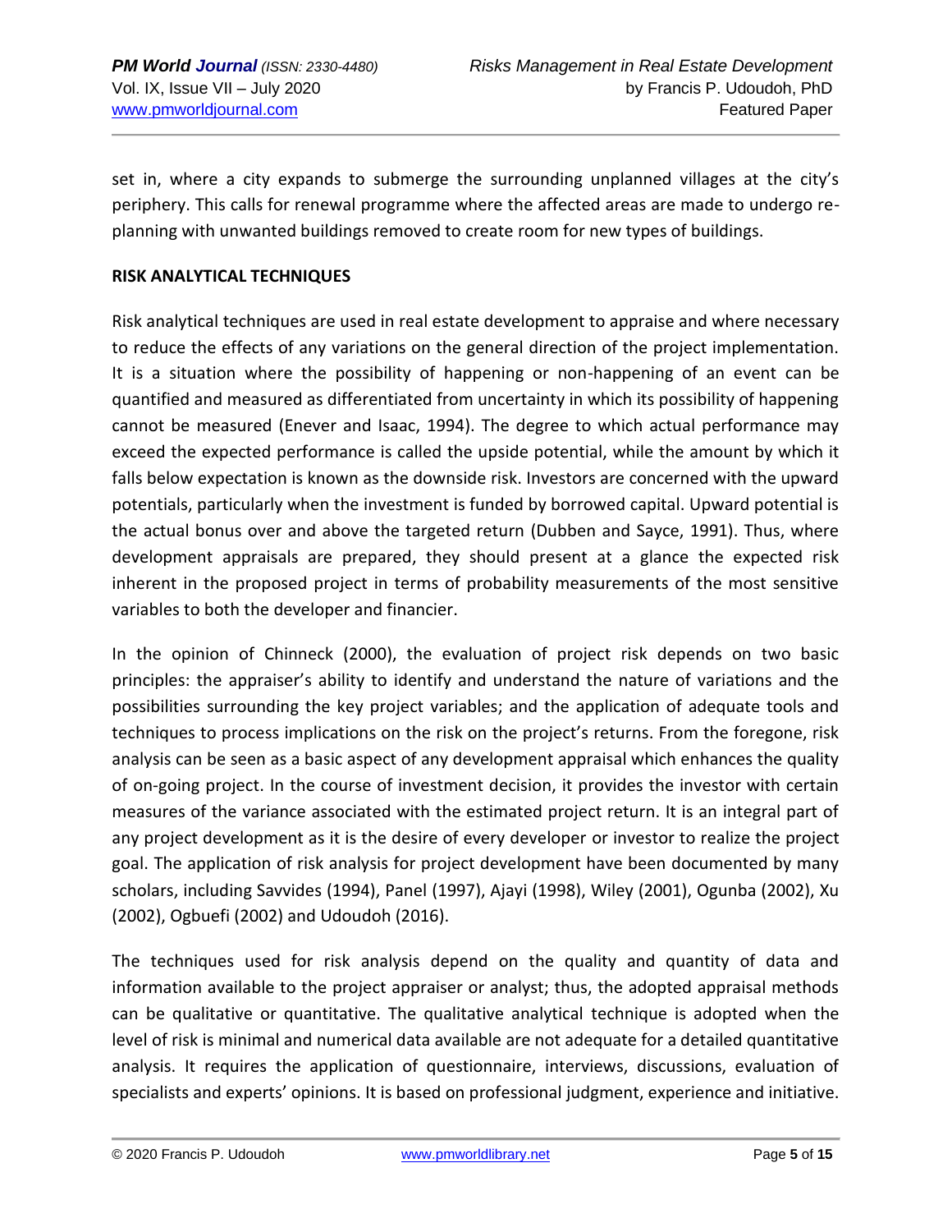set in, where a city expands to submerge the surrounding unplanned villages at the city's periphery. This calls for renewal programme where the affected areas are made to undergo re-planning with unwanted buildings removed to create room for new types of buildings.

**RISK ANALYTICAL TECHNIQUES**

Risk analytical techniques are used in real estate development to appraise and where necessary to reduce the effects of any variations on the general direction of the project implementation. It is a situation where the possibility of happening or non-happening of an event can be quantified and measured as differentiated from uncertainty in which its possibility of happening cannot be measured (Enever and Isaac, 1994). The degree to which actual performance may exceed the expected performance is called the upside potential, while the amount by which it falls below expectation is known as the downside risk. Investors are concerned with the upward potentials, particularly when the investment is funded by borrowed capital. Upward potential is the actual bonus over and above the targeted return (Dubben and Sayce, 1991). Thus, where development appraisals are prepared, they should present at a glance the expected risk inherent in the proposed project in terms of probability measurements of the most sensitive variables to both the developer and financier.

In the opinion of Chinneck (2000), the evaluation of project risk depends on two basic principles: the appraiser's ability to identify and understand the nature of variations and the possibilities surrounding the key project variables; and the application of adequate tools and techniques to process implications on the risk on the project's returns. From the foregone, risk analysis can be seen as a basic aspect of any development appraisal which enhances the quality of on-going project. In the course of investment decision, it provides the investor with certain measures of the variance associated with the estimated project return. It is an integral part of any project development as it is the desire of every developer or investor to realize the project goal. The application of risk analysis for project development have been documented by many scholars, including Savvides (1994), Panel (1997), Ajayi (1998), Wiley (2001), Ogunba (2002), Xu (2002), Ogbuefi (2002) and Udoudoh (2016).

The techniques used for risk analysis depend on the quality and quantity of data and information available to the project appraiser or analyst; thus, the adopted appraisal methods can be qualitative or quantitative. The qualitative analytical technique is adopted when the level of risk is minimal and numerical data available are not adequate for a detailed quantitative analysis. It requires the application of questionnaire, interviews, discussions, evaluation of specialists and experts' opinions. It is based on professional judgment, experience and initiative.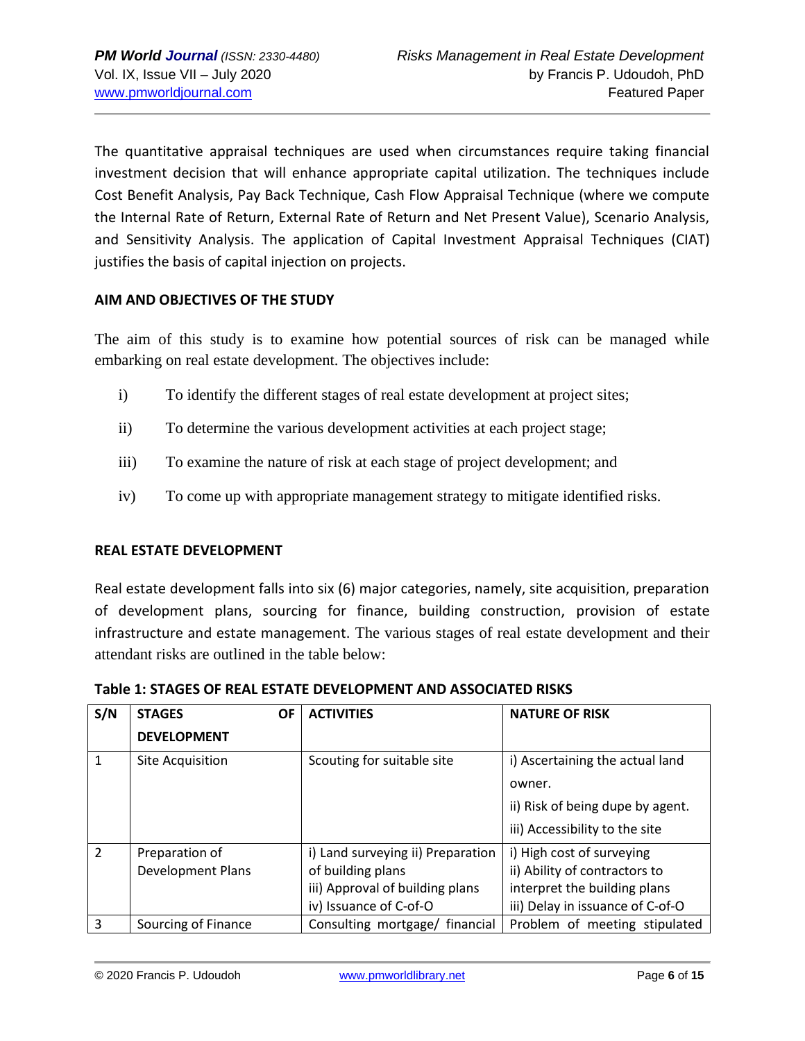The quantitative appraisal techniques are used when circumstances require taking financial investment decision that will enhance appropriate capital utilization. The techniques include Cost Benefit Analysis, Pay Back Technique, Cash Flow Appraisal Technique (where we compute the Internal Rate of Return, External Rate of Return and Net Present Value), Scenario Analysis, and Sensitivity Analysis. The application of Capital Investment Appraisal Techniques (CIAT) justifies the basis of capital injection on projects.

## AIM AND OBJECTIVES OF THE STUDY

The aim of this study is to examine how potential sources of risk can be managed while embarking on real estate development. The objectives include:

i) To identify the different stages of real estate development at project sites;

ii) To determine the various development activities at each project stage;

iii) To examine the nature of risk at each stage of project development; and

iv) To come up with appropriate management strategy to mitigate identified risks.

## REAL ESTATE DEVELOPMENT

Real estate development falls into six (6) major categories, namely, site acquisition, preparation of development plans, sourcing for finance, building construction, provision of estate infrastructure and estate management. The various stages of real estate development and their attendant risks are outlined in the table below:

**Table 1: STAGES OF REAL ESTATE DEVELOPMENT AND ASSOCIATED RISKS**

| S/N | STAGES OF DEVELOPMENT | ACTIVITIES | NATURE OF RISK |
|---|---|---|---|
| 1 | Site Acquisition | Scouting for suitable site | i) Ascertaining the actual land owner.<br>ii) Risk of being dupe by agent.<br>iii) Accessibility to the site |
| 2 | Preparation of Development Plans | i) Land surveying ii) Preparation of building plans<br>iii) Approval of building plans<br>iv) Issuance of C-of-O | i) High cost of surveying<br>ii) Ability of contractors to interpret the building plans<br>iii) Delay in issuance of C-of-O |
| 3 | Sourcing of Finance | Consulting mortgage/ financial | Problem of meeting stipulated |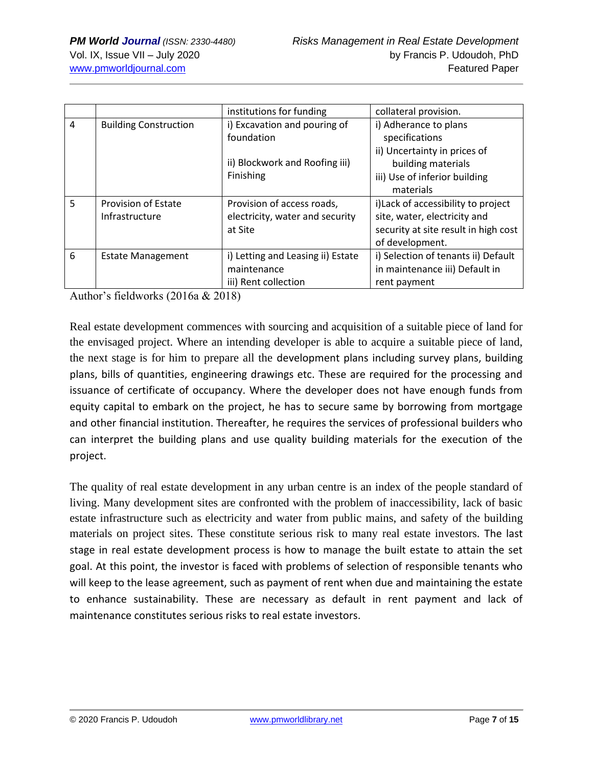|  |  | institutions for funding | collateral provision. |
|---|---|---|---|
| 4 | Building Construction | i) Excavation and pouring of foundation<br><br>ii) Blockwork and Roofing iii) Finishing | i) Adherance to plans specifications<br>ii) Uncertainty in prices of building materials<br>iii) Use of inferior building materials |
| 5 | Provision of Estate Infrastructure | Provision of access roads, electricity, water and security at Site | i)Lack of accessibility to project site, water, electricity and security at site result in high cost of development. |
| 6 | Estate Management | i) Letting and Leasing ii) Estate maintenance<br>iii) Rent collection | i) Selection of tenants ii) Default in maintenance iii) Default in rent payment |

Author's fieldworks (2016a & 2018)

Real estate development commences with sourcing and acquisition of a suitable piece of land for the envisaged project. Where an intending developer is able to acquire a suitable piece of land, the next stage is for him to prepare all the development plans including survey plans, building plans, bills of quantities, engineering drawings etc. These are required for the processing and issuance of certificate of occupancy. Where the developer does not have enough funds from equity capital to embark on the project, he has to secure same by borrowing from mortgage and other financial institution. Thereafter, he requires the services of professional builders who can interpret the building plans and use quality building materials for the execution of the project.

The quality of real estate development in any urban centre is an index of the people standard of living. Many development sites are confronted with the problem of inaccessibility, lack of basic estate infrastructure such as electricity and water from public mains, and safety of the building materials on project sites. These constitute serious risk to many real estate investors. The last stage in real estate development process is how to manage the built estate to attain the set goal. At this point, the investor is faced with problems of selection of responsible tenants who will keep to the lease agreement, such as payment of rent when due and maintaining the estate to enhance sustainability. These are necessary as default in rent payment and lack of maintenance constitutes serious risks to real estate investors.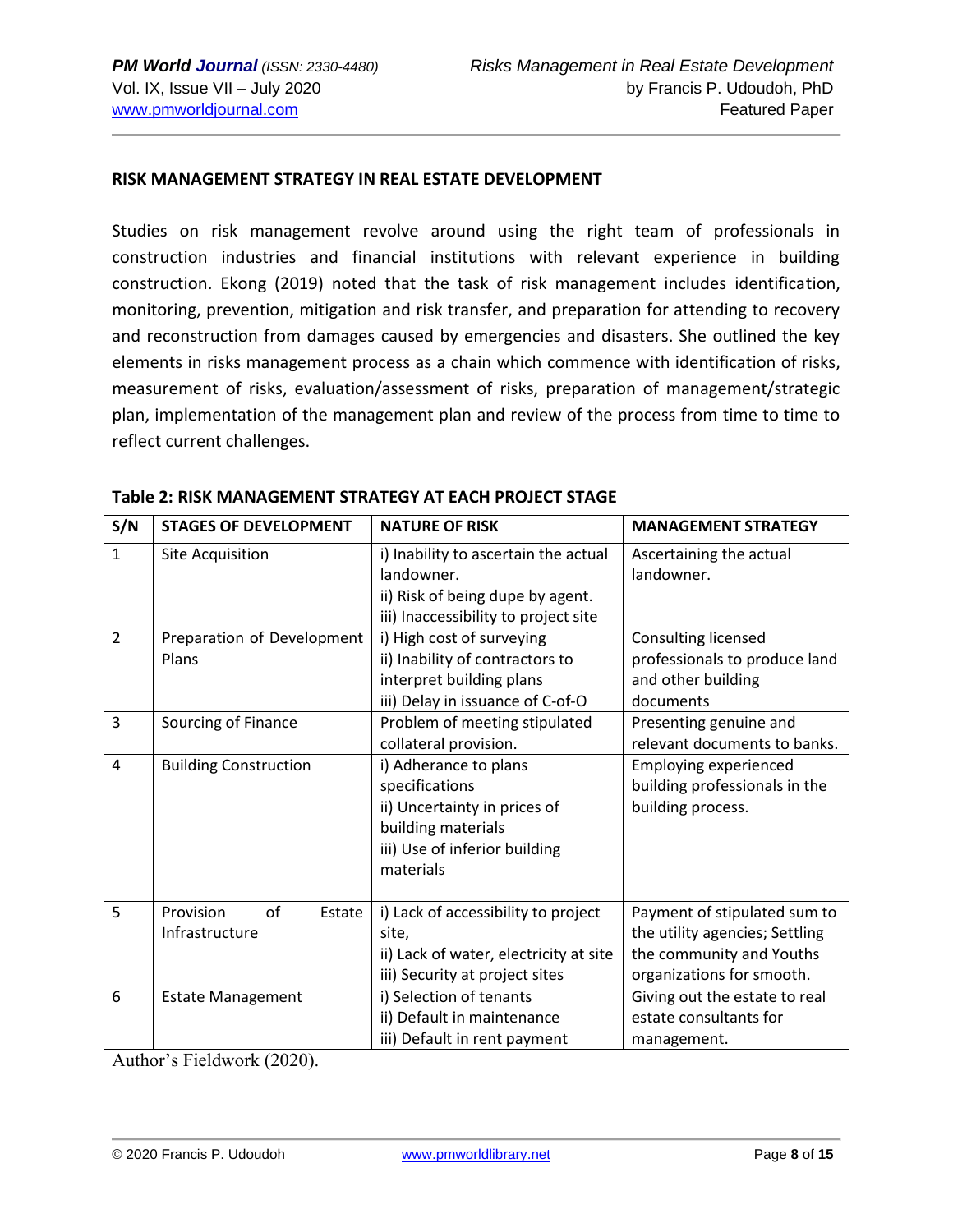## RISK MANAGEMENT STRATEGY IN REAL ESTATE DEVELOPMENT

Studies on risk management revolve around using the right team of professionals in construction industries and financial institutions with relevant experience in building construction. Ekong (2019) noted that the task of risk management includes identification, monitoring, prevention, mitigation and risk transfer, and preparation for attending to recovery and reconstruction from damages caused by emergencies and disasters. She outlined the key elements in risks management process as a chain which commence with identification of risks, measurement of risks, evaluation/assessment of risks, preparation of management/strategic plan, implementation of the management plan and review of the process from time to time to reflect current challenges.

**Table 2: RISK MANAGEMENT STRATEGY AT EACH PROJECT STAGE**

| S/N | STAGES OF DEVELOPMENT | NATURE OF RISK | MANAGEMENT STRATEGY |
|---|---|---|---|
| 1 | Site Acquisition | i) Inability to ascertain the actual landowner.<br>ii) Risk of being dupe by agent.<br>iii) Inaccessibility to project site | Ascertaining the actual landowner. |
| 2 | Preparation of Development Plans | i) High cost of surveying<br>ii) Inability of contractors to interpret building plans<br>iii) Delay in issuance of C-of-O | Consulting licensed professionals to produce land and other building documents |
| 3 | Sourcing of Finance | Problem of meeting stipulated collateral provision. | Presenting genuine and relevant documents to banks. |
| 4 | Building Construction | i) Adherance to plans specifications<br>ii) Uncertainty in prices of building materials<br>iii) Use of inferior building materials | Employing experienced building professionals in the building process. |
| 5 | Provision of Estate Infrastructure | i) Lack of accessibility to project site,<br>ii) Lack of water, electricity at site<br>iii) Security at project sites | Payment of stipulated sum to the utility agencies; Settling the community and Youths organizations for smooth. |
| 6 | Estate Management | i) Selection of tenants<br>ii) Default in maintenance<br>iii) Default in rent payment | Giving out the estate to real estate consultants for management. |

Author's Fieldwork (2020).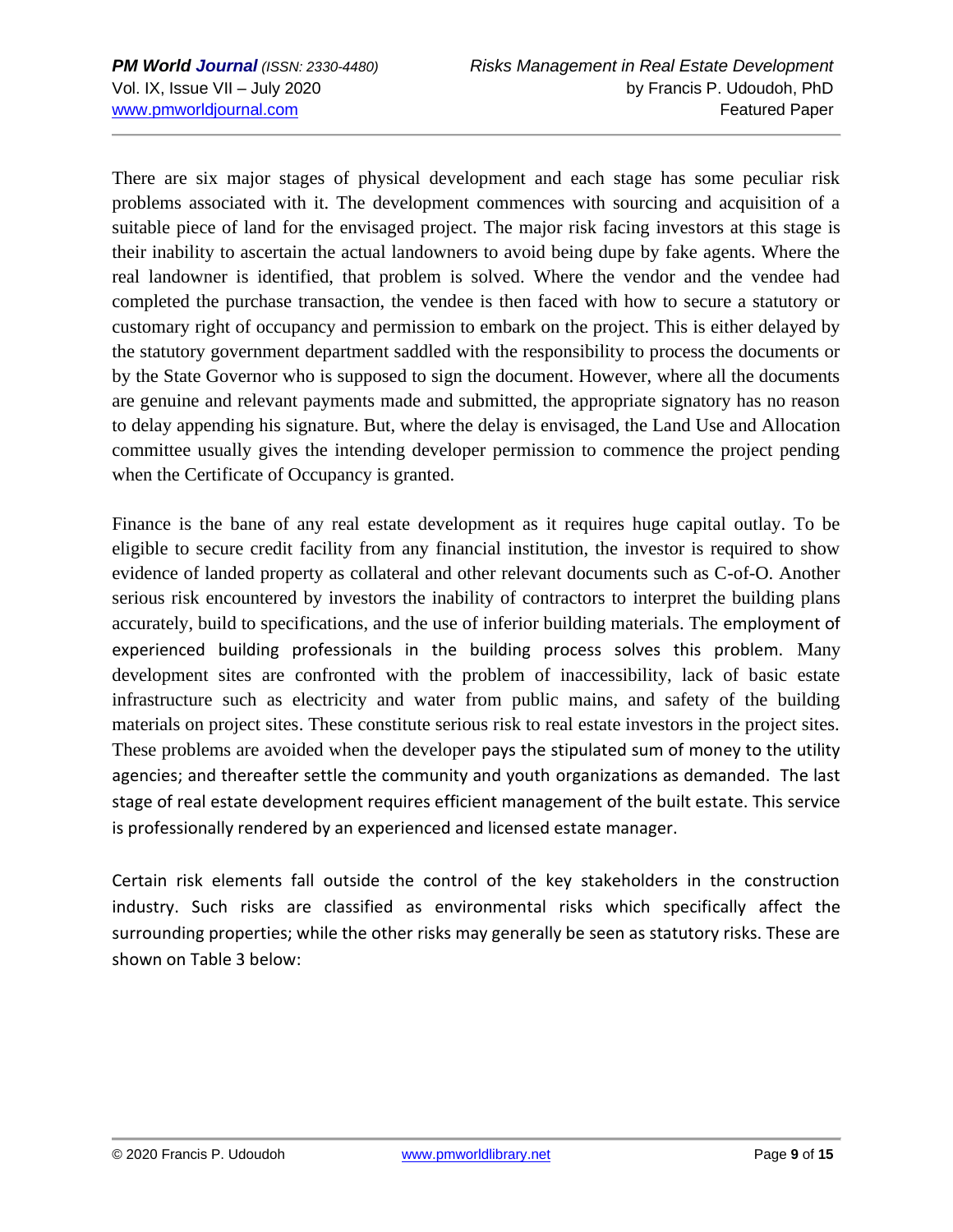There are six major stages of physical development and each stage has some peculiar risk problems associated with it. The development commences with sourcing and acquisition of a suitable piece of land for the envisaged project. The major risk facing investors at this stage is their inability to ascertain the actual landowners to avoid being dupe by fake agents. Where the real landowner is identified, that problem is solved. Where the vendor and the vendee had completed the purchase transaction, the vendee is then faced with how to secure a statutory or customary right of occupancy and permission to embark on the project. This is either delayed by the statutory government department saddled with the responsibility to process the documents or by the State Governor who is supposed to sign the document. However, where all the documents are genuine and relevant payments made and submitted, the appropriate signatory has no reason to delay appending his signature. But, where the delay is envisaged, the Land Use and Allocation committee usually gives the intending developer permission to commence the project pending when the Certificate of Occupancy is granted.

Finance is the bane of any real estate development as it requires huge capital outlay. To be eligible to secure credit facility from any financial institution, the investor is required to show evidence of landed property as collateral and other relevant documents such as C-of-O. Another serious risk encountered by investors the inability of contractors to interpret the building plans accurately, build to specifications, and the use of inferior building materials. The employment of experienced building professionals in the building process solves this problem. Many development sites are confronted with the problem of inaccessibility, lack of basic estate infrastructure such as electricity and water from public mains, and safety of the building materials on project sites. These constitute serious risk to real estate investors in the project sites. These problems are avoided when the developer pays the stipulated sum of money to the utility agencies; and thereafter settle the community and youth organizations as demanded. The last stage of real estate development requires efficient management of the built estate. This service is professionally rendered by an experienced and licensed estate manager.

Certain risk elements fall outside the control of the key stakeholders in the construction industry. Such risks are classified as environmental risks which specifically affect the surrounding properties; while the other risks may generally be seen as statutory risks. These are shown on Table 3 below: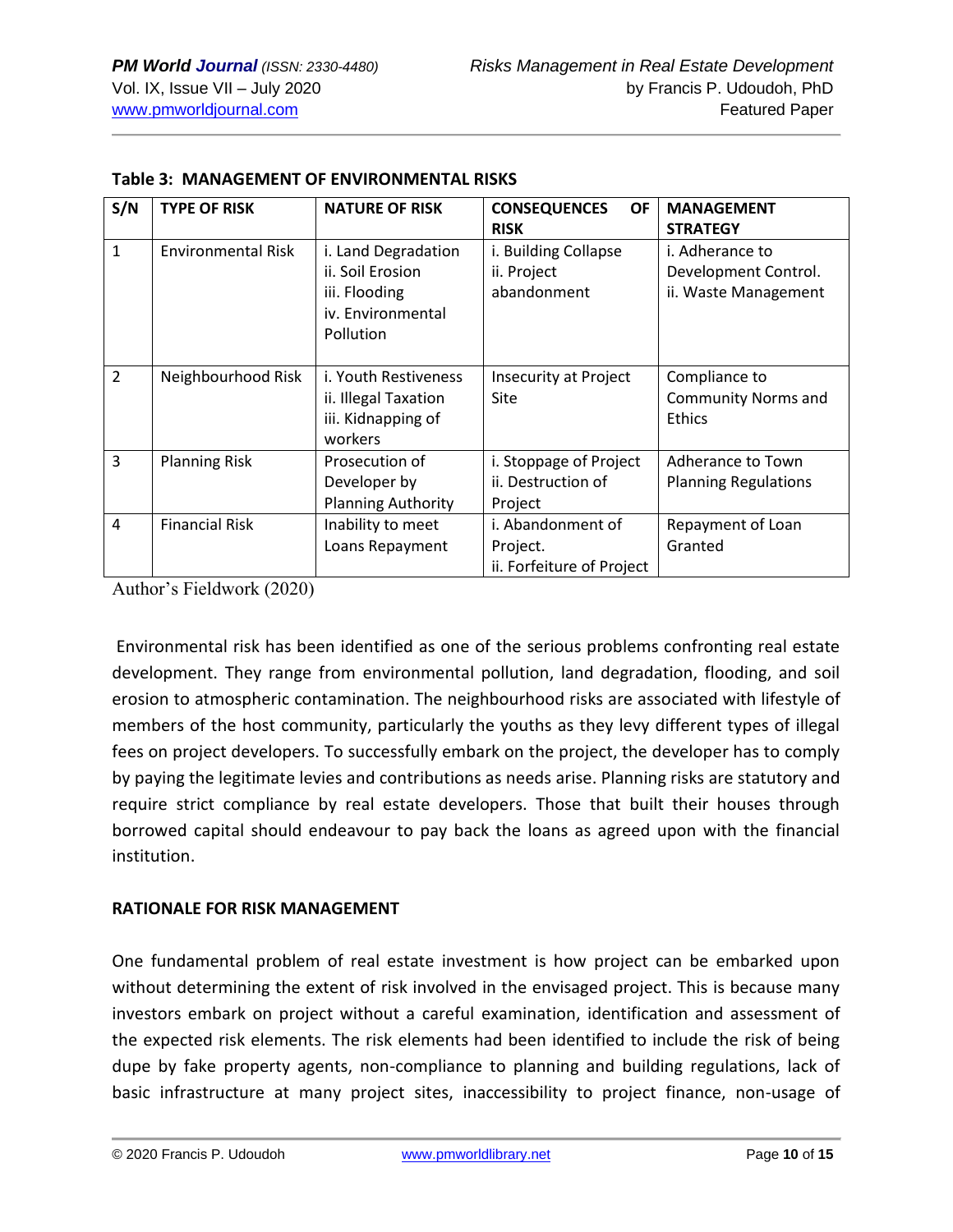**Table 3: MANAGEMENT OF ENVIRONMENTAL RISKS**

| S/N | TYPE OF RISK | NATURE OF RISK | CONSEQUENCES OF RISK | MANAGEMENT STRATEGY |
|---|---|---|---|---|
| 1 | Environmental Risk | i. Land Degradation<br>ii. Soil Erosion<br>iii. Flooding<br>iv. Environmental Pollution | i. Building Collapse<br>ii. Project abandonment | i. Adherance to Development Control.<br>ii. Waste Management |
| 2 | Neighbourhood Risk | i. Youth Restiveness<br>ii. Illegal Taxation<br>iii. Kidnapping of workers | Insecurity at Project Site | Compliance to Community Norms and Ethics |
| 3 | Planning Risk | Prosecution of Developer by Planning Authority | i. Stoppage of Project<br>ii. Destruction of Project | Adherance to Town Planning Regulations |
| 4 | Financial Risk | Inability to meet Loans Repayment | i. Abandonment of Project.<br>ii. Forfeiture of Project | Repayment of Loan Granted |

Author's Fieldwork (2020)

Environmental risk has been identified as one of the serious problems confronting real estate development. They range from environmental pollution, land degradation, flooding, and soil erosion to atmospheric contamination. The neighbourhood risks are associated with lifestyle of members of the host community, particularly the youths as they levy different types of illegal fees on project developers. To successfully embark on the project, the developer has to comply by paying the legitimate levies and contributions as needs arise. Planning risks are statutory and require strict compliance by real estate developers. Those that built their houses through borrowed capital should endeavour to pay back the loans as agreed upon with the financial institution.

**RATIONALE FOR RISK MANAGEMENT**

One fundamental problem of real estate investment is how project can be embarked upon without determining the extent of risk involved in the envisaged project. This is because many investors embark on project without a careful examination, identification and assessment of the expected risk elements. The risk elements had been identified to include the risk of being dupe by fake property agents, non-compliance to planning and building regulations, lack of basic infrastructure at many project sites, inaccessibility to project finance, non-usage of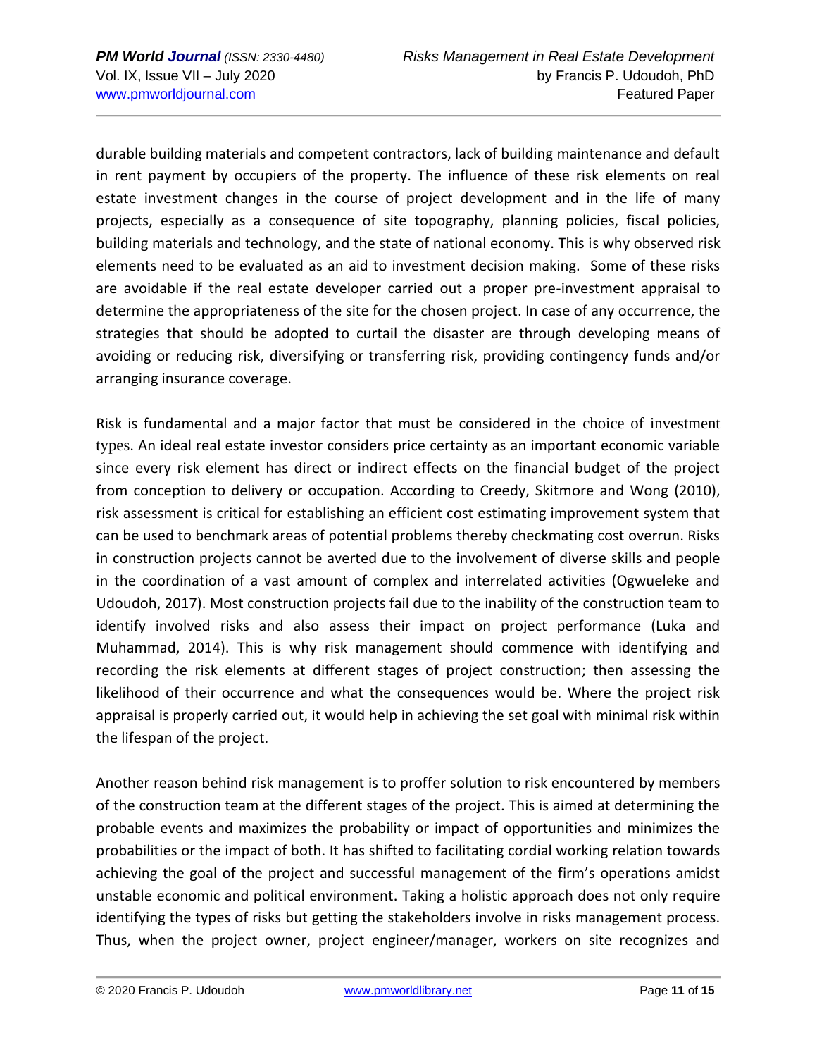durable building materials and competent contractors, lack of building maintenance and default in rent payment by occupiers of the property. The influence of these risk elements on real estate investment changes in the course of project development and in the life of many projects, especially as a consequence of site topography, planning policies, fiscal policies, building materials and technology, and the state of national economy. This is why observed risk elements need to be evaluated as an aid to investment decision making. Some of these risks are avoidable if the real estate developer carried out a proper pre-investment appraisal to determine the appropriateness of the site for the chosen project. In case of any occurrence, the strategies that should be adopted to curtail the disaster are through developing means of avoiding or reducing risk, diversifying or transferring risk, providing contingency funds and/or arranging insurance coverage.

Risk is fundamental and a major factor that must be considered in the choice of investment types. An ideal real estate investor considers price certainty as an important economic variable since every risk element has direct or indirect effects on the financial budget of the project from conception to delivery or occupation. According to Creedy, Skitmore and Wong (2010), risk assessment is critical for establishing an efficient cost estimating improvement system that can be used to benchmark areas of potential problems thereby checkmating cost overrun. Risks in construction projects cannot be averted due to the involvement of diverse skills and people in the coordination of a vast amount of complex and interrelated activities (Ogwueleke and Udoudoh, 2017). Most construction projects fail due to the inability of the construction team to identify involved risks and also assess their impact on project performance (Luka and Muhammad, 2014). This is why risk management should commence with identifying and recording the risk elements at different stages of project construction; then assessing the likelihood of their occurrence and what the consequences would be. Where the project risk appraisal is properly carried out, it would help in achieving the set goal with minimal risk within the lifespan of the project.

Another reason behind risk management is to proffer solution to risk encountered by members of the construction team at the different stages of the project. This is aimed at determining the probable events and maximizes the probability or impact of opportunities and minimizes the probabilities or the impact of both. It has shifted to facilitating cordial working relation towards achieving the goal of the project and successful management of the firm's operations amidst unstable economic and political environment. Taking a holistic approach does not only require identifying the types of risks but getting the stakeholders involve in risks management process. Thus, when the project owner, project engineer/manager, workers on site recognizes and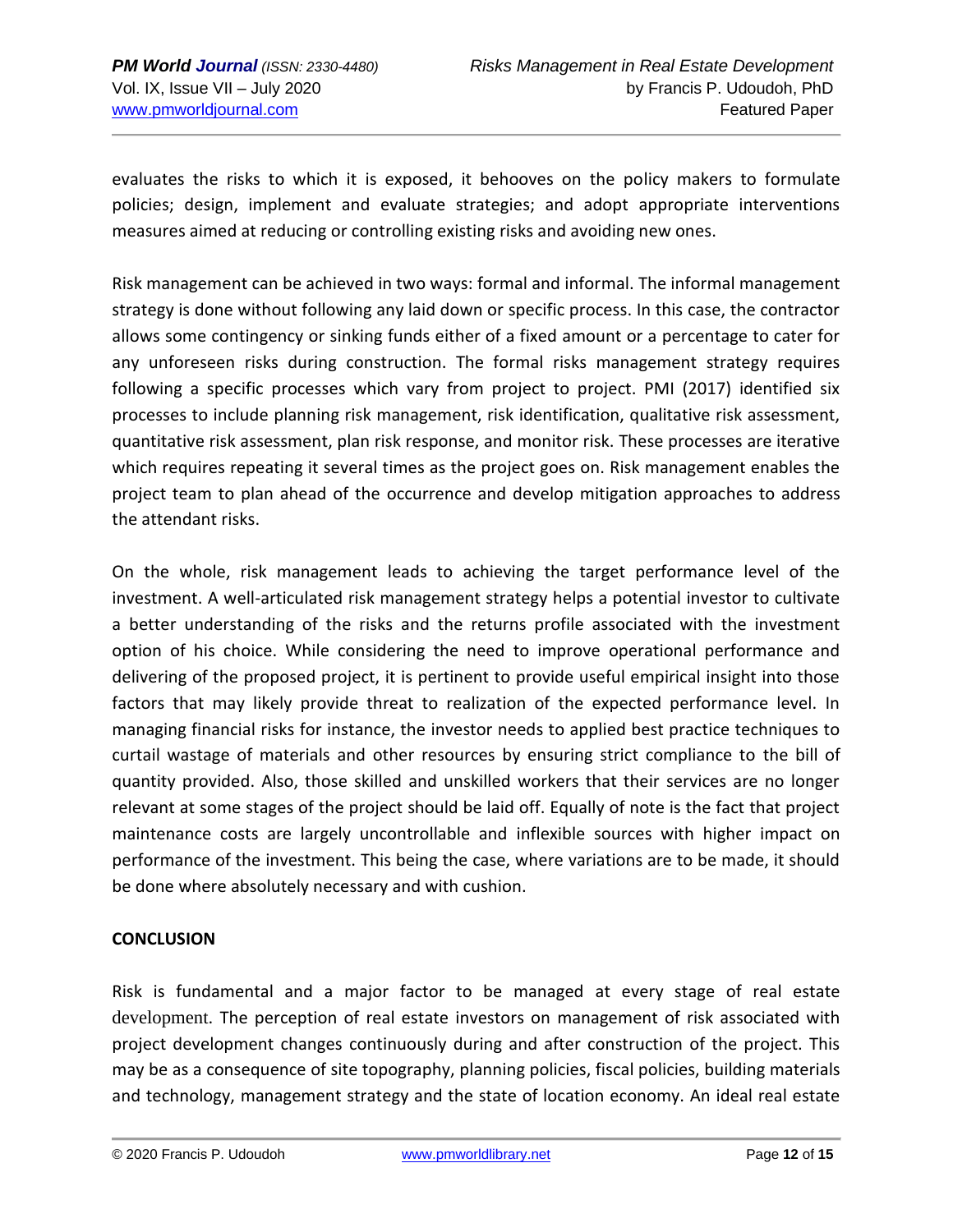evaluates the risks to which it is exposed, it behooves on the policy makers to formulate policies; design, implement and evaluate strategies; and adopt appropriate interventions measures aimed at reducing or controlling existing risks and avoiding new ones.

Risk management can be achieved in two ways: formal and informal. The informal management strategy is done without following any laid down or specific process. In this case, the contractor allows some contingency or sinking funds either of a fixed amount or a percentage to cater for any unforeseen risks during construction. The formal risks management strategy requires following a specific processes which vary from project to project. PMI (2017) identified six processes to include planning risk management, risk identification, qualitative risk assessment, quantitative risk assessment, plan risk response, and monitor risk. These processes are iterative which requires repeating it several times as the project goes on. Risk management enables the project team to plan ahead of the occurrence and develop mitigation approaches to address the attendant risks.

On the whole, risk management leads to achieving the target performance level of the investment. A well-articulated risk management strategy helps a potential investor to cultivate a better understanding of the risks and the returns profile associated with the investment option of his choice. While considering the need to improve operational performance and delivering of the proposed project, it is pertinent to provide useful empirical insight into those factors that may likely provide threat to realization of the expected performance level. In managing financial risks for instance, the investor needs to applied best practice techniques to curtail wastage of materials and other resources by ensuring strict compliance to the bill of quantity provided. Also, those skilled and unskilled workers that their services are no longer relevant at some stages of the project should be laid off. Equally of note is the fact that project maintenance costs are largely uncontrollable and inflexible sources with higher impact on performance of the investment. This being the case, where variations are to be made, it should be done where absolutely necessary and with cushion.

## CONCLUSION

Risk is fundamental and a major factor to be managed at every stage of real estate development. The perception of real estate investors on management of risk associated with project development changes continuously during and after construction of the project. This may be as a consequence of site topography, planning policies, fiscal policies, building materials and technology, management strategy and the state of location economy. An ideal real estate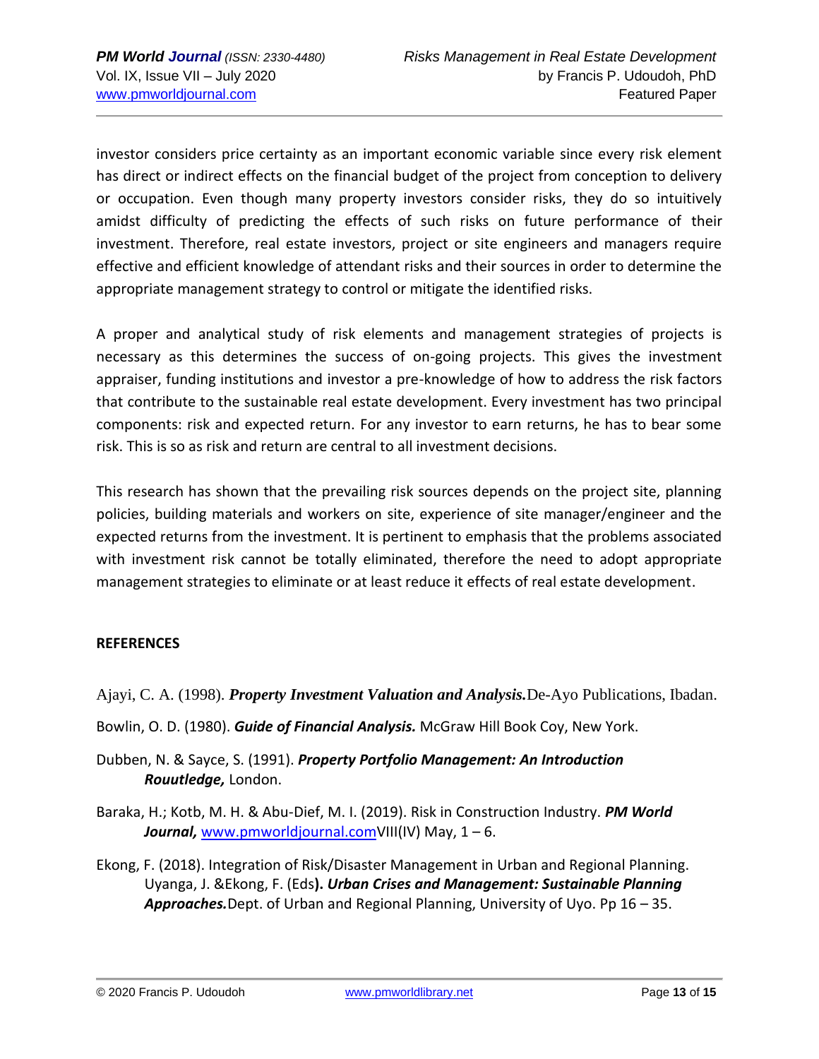investor considers price certainty as an important economic variable since every risk element has direct or indirect effects on the financial budget of the project from conception to delivery or occupation. Even though many property investors consider risks, they do so intuitively amidst difficulty of predicting the effects of such risks on future performance of their investment. Therefore, real estate investors, project or site engineers and managers require effective and efficient knowledge of attendant risks and their sources in order to determine the appropriate management strategy to control or mitigate the identified risks.

A proper and analytical study of risk elements and management strategies of projects is necessary as this determines the success of on-going projects. This gives the investment appraiser, funding institutions and investor a pre-knowledge of how to address the risk factors that contribute to the sustainable real estate development. Every investment has two principal components: risk and expected return. For any investor to earn returns, he has to bear some risk. This is so as risk and return are central to all investment decisions.

This research has shown that the prevailing risk sources depends on the project site, planning policies, building materials and workers on site, experience of site manager/engineer and the expected returns from the investment. It is pertinent to emphasis that the problems associated with investment risk cannot be totally eliminated, therefore the need to adopt appropriate management strategies to eliminate or at least reduce it effects of real estate development.

## REFERENCES

Ajayi, C. A. (1998). ***Property Investment Valuation and Analysis.*** De-Ayo Publications, Ibadan.

Bowlin, O. D. (1980). ***Guide of Financial Analysis.*** McGraw Hill Book Coy, New York.

Dubben, N. & Sayce, S. (1991). ***Property Portfolio Management: An Introduction Rouutledge,*** London.

Baraka, H.; Kotb, M. H. & Abu-Dief, M. I. (2019). Risk in Construction Industry. ***PM World Journal,*** www.pmworldjournal.com VIII(IV) May, 1 – 6.

Ekong, F. (2018). Integration of Risk/Disaster Management in Urban and Regional Planning. Uyanga, J. &Ekong, F. (Eds**). *Urban Crises and Management: Sustainable Planning Approaches.*** Dept. of Urban and Regional Planning, University of Uyo. Pp 16 – 35.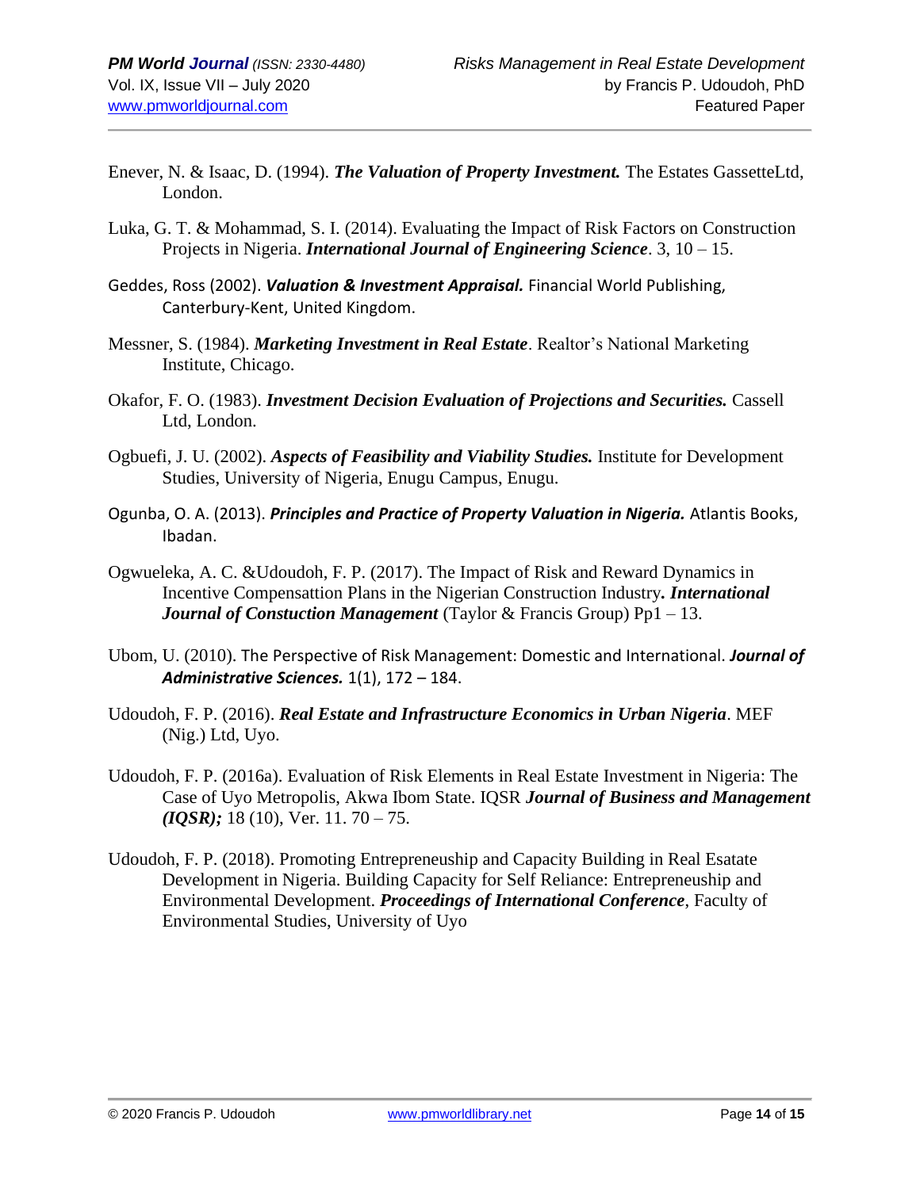Enever, N. & Isaac, D. (1994). ***The Valuation of Property Investment.*** The Estates GassetteLtd, London.

Luka, G. T. & Mohammad, S. I. (2014). Evaluating the Impact of Risk Factors on Construction Projects in Nigeria. ***International Journal of Engineering Science***. 3, 10 – 15.

Geddes, Ross (2002). ***Valuation & Investment Appraisal.*** Financial World Publishing, Canterbury-Kent, United Kingdom.

Messner, S. (1984). ***Marketing Investment in Real Estate***. Realtor's National Marketing Institute, Chicago.

Okafor, F. O. (1983). ***Investment Decision Evaluation of Projections and Securities.*** Cassell Ltd, London.

Ogbuefi, J. U. (2002). ***Aspects of Feasibility and Viability Studies.*** Institute for Development Studies, University of Nigeria, Enugu Campus, Enugu.

Ogunba, O. A. (2013). ***Principles and Practice of Property Valuation in Nigeria.*** Atlantis Books, Ibadan.

Ogwueleka, A. C. &Udoudoh, F. P. (2017). The Impact of Risk and Reward Dynamics in Incentive Compensattion Plans in the Nigerian Construction Industry***. International Journal of Constuction Management*** (Taylor & Francis Group) Pp1 – 13.

Ubom, U. (2010). The Perspective of Risk Management: Domestic and International. ***Journal of Administrative Sciences.*** 1(1), 172 – 184.

Udoudoh, F. P. (2016). ***Real Estate and Infrastructure Economics in Urban Nigeria***. MEF (Nig.) Ltd, Uyo.

Udoudoh, F. P. (2016a). Evaluation of Risk Elements in Real Estate Investment in Nigeria: The Case of Uyo Metropolis, Akwa Ibom State. IQSR ***Journal of Business and Management (IQSR);*** 18 (10), Ver. 11. 70 – 75.

Udoudoh, F. P. (2018). Promoting Entrepreneuship and Capacity Building in Real Esatate Development in Nigeria. Building Capacity for Self Reliance: Entrepreneuship and Environmental Development. ***Proceedings of International Conference***, Faculty of Environmental Studies, University of Uyo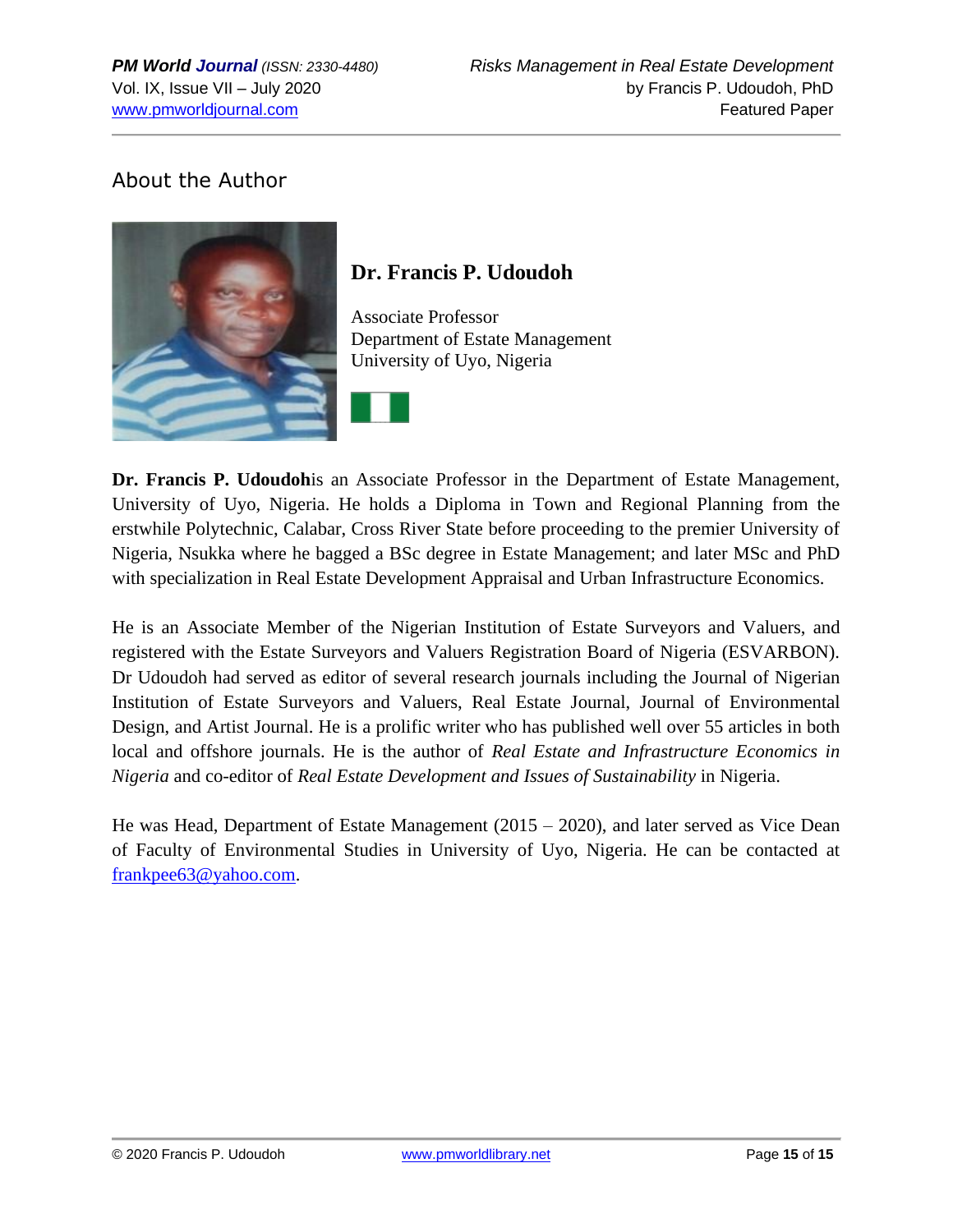## About the Author

### Dr. Francis P. Udoudoh

Associate Professor
Department of Estate Management
University of Uyo, Nigeria

**Dr. Francis P. Udoudoh**is an Associate Professor in the Department of Estate Management, University of Uyo, Nigeria. He holds a Diploma in Town and Regional Planning from the erstwhile Polytechnic, Calabar, Cross River State before proceeding to the premier University of Nigeria, Nsukka where he bagged a BSc degree in Estate Management; and later MSc and PhD with specialization in Real Estate Development Appraisal and Urban Infrastructure Economics.

He is an Associate Member of the Nigerian Institution of Estate Surveyors and Valuers, and registered with the Estate Surveyors and Valuers Registration Board of Nigeria (ESVARBON). Dr Udoudoh had served as editor of several research journals including the Journal of Nigerian Institution of Estate Surveyors and Valuers, Real Estate Journal, Journal of Environmental Design, and Artist Journal. He is a prolific writer who has published well over 55 articles in both local and offshore journals. He is the author of *Real Estate and Infrastructure Economics in Nigeria* and co-editor of *Real Estate Development and Issues of Sustainability* in Nigeria.

He was Head, Department of Estate Management (2015 – 2020), and later served as Vice Dean of Faculty of Environmental Studies in University of Uyo, Nigeria. He can be contacted at frankpee63@yahoo.com.